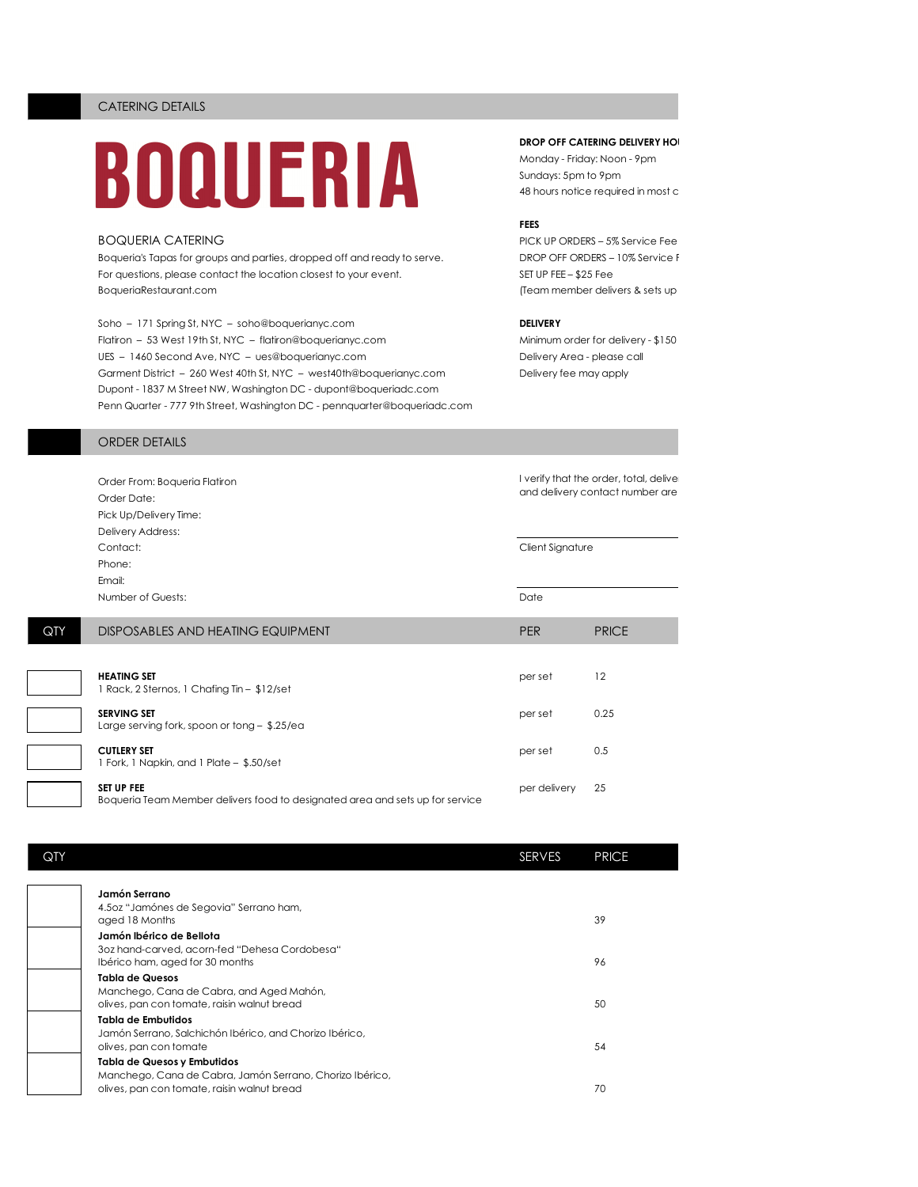## CATERING DETAILS

# BOQUERIA

**DROP OFF CATERING DELIVERY HO**
Monday - Friday: Noon - 9pm
Sundays: 5pm to 9pm
48 hours notice required in most c

**FEES**
PICK UP ORDERS – 5% Service Fee
DROP OFF ORDERS – 10% Service F
SET UP FEE – $25 Fee
(Team member delivers & sets up

**DELIVERY**
Minimum order for delivery - $150
Delivery Area - please call
Delivery fee may apply

BOQUERIA CATERING
Boqueria's Tapas for groups and parties, dropped off and ready to serve.
For questions, please contact the location closest to your event.
BoqueriaRestaurant.com

Soho – 171 Spring St, NYC – soho@boquerianyc.com
Flatiron – 53 West 19th St, NYC – flatiron@boquerianyc.com
UES – 1460 Second Ave, NYC – ues@boquerianyc.com
Garment District – 260 West 40th St, NYC – west40th@boquerianyc.com
Dupont - 1837 M Street NW, Washington DC - dupont@boqueriadc.com
Penn Quarter - 777 9th Street, Washington DC - pennquarter@boqueriadc.com

## ORDER DETAILS

Order From: Boqueria Flatiron
Order Date:
Pick Up/Delivery Time:
Delivery Address:
Contact:
Phone:
Email:
Number of Guests:

I verify that the order, total, delive
and delivery contact number are

Client Signature

Date

| QTY | DISPOSABLES AND HEATING EQUIPMENT | PER | PRICE |
|---|---|---|---|
| | **HEATING SET**<br>1 Rack, 2 Sternos, 1 Chafing Tin – $12/set | per set | 12 |
| | **SERVING SET**<br>Large serving fork, spoon or tong – $.25/ea | per set | 0.25 |
| | **CUTLERY SET**<br>1 Fork, 1 Napkin, and 1 Plate – $.50/set | per set | 0.5 |
| | **SET UP FEE**<br>Boqueria Team Member delivers food to designated area and sets up for service | per delivery | 25 |

| QTY | | SERVES | PRICE |
|---|---|---|---|
| | **Jamón Serrano**<br>4.5oz "Jamónes de Segovia" Serrano ham, aged 18 Months | | 39 |
| | **Jamón Ibérico de Bellota**<br>3oz hand-carved, acorn-fed "Dehesa Cordobesa" Ibérico ham, aged for 30 months | | 96 |
| | **Tabla de Quesos**<br>Manchego, Cana de Cabra, and Aged Mahón, olives, pan con tomate, raisin walnut bread | | 50 |
| | **Tabla de Embutidos**<br>Jamón Serrano, Salchichón Ibérico, and Chorizo Ibérico, olives, pan con tomate | | 54 |
| | **Tabla de Quesos y Embutidos**<br>Manchego, Cana de Cabra, Jamón Serrano, Chorizo Ibérico, olives, pan con tomate, raisin walnut bread | | 70 |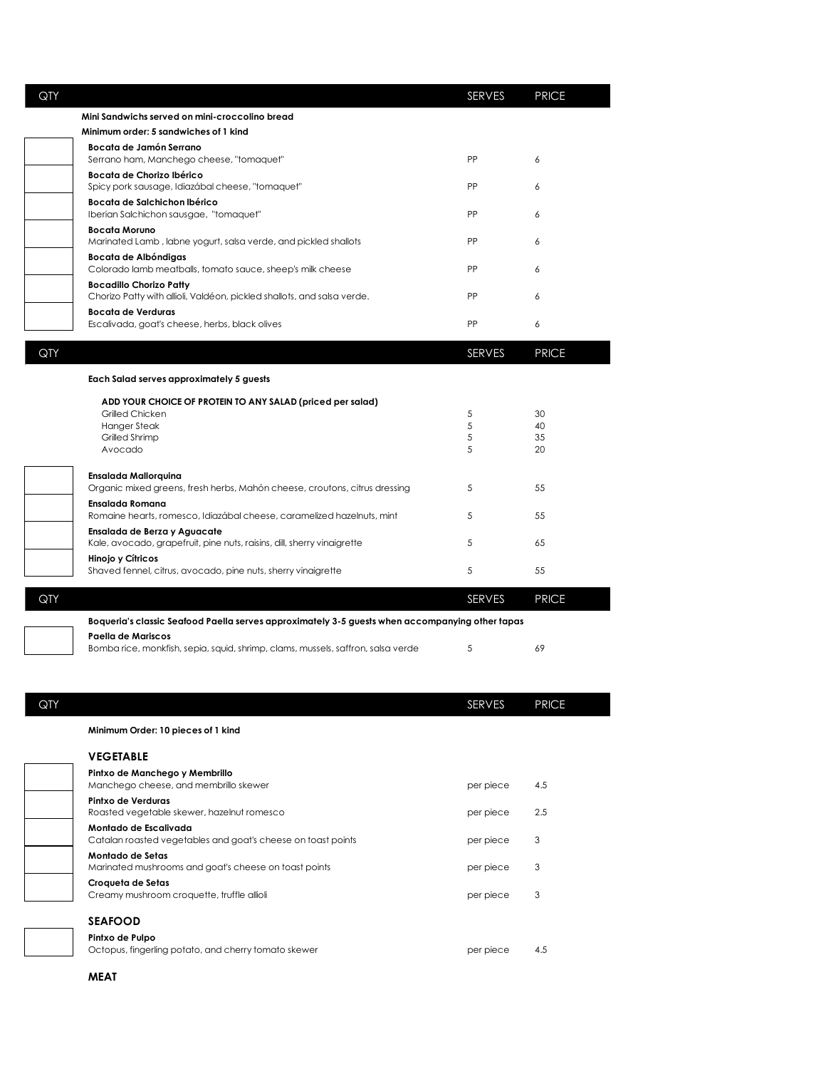| QTY | | SERVES | PRICE |
|---|---|---|---|
| | **Mini Sandwichs served on mini-croccolino bread** | | |
| | **Minimum order: 5 sandwiches of 1 kind** | | |
| | **Bocata de Jamón Serrano**<br>Serrano ham, Manchego cheese, "tomaquet" | PP | 6 |
| | **Bocata de Chorizo Ibérico**<br>Spicy pork sausage, Idiazábal cheese, "tomaquet" | PP | 6 |
| | **Bocata de Salchichon Ibérico**<br>Iberian Salchichon sausgae, "tomaquet" | PP | 6 |
| | **Bocata Moruno**<br>Marinated Lamb , labne yogurt, salsa verde, and pickled shallots | PP | 6 |
| | **Bocata de Albóndigas**<br>Colorado lamb meatballs, tomato sauce, sheep's milk cheese | PP | 6 |
| | **Bocadillo Chorizo Patty**<br>Chorizo Patty with allioli, Valdéon, pickled shallots, and salsa verde. | PP | 6 |
| | **Bocata de Verduras**<br>Escalivada, goat's cheese, herbs, black olives | PP | 6 |

| QTY | | SERVES | PRICE |
|---|---|---|---|
| | **Each Salad serves approximately 5 guests** | | |
| | **ADD YOUR CHOICE OF PROTEIN TO ANY SALAD (priced per salad)** | | |
| | Grilled Chicken | 5 | 30 |
| | Hanger Steak | 5 | 40 |
| | Grilled Shrimp | 5 | 35 |
| | Avocado | 5 | 20 |
| | **Ensalada Mallorquina**<br>Organic mixed greens, fresh herbs, Mahón cheese, croutons, citrus dressing | 5 | 55 |
| | **Ensalada Romana**<br>Romaine hearts, romesco, Idiazábal cheese, caramelized hazelnuts, mint | 5 | 55 |
| | **Ensalada de Berza y Aguacate**<br>Kale, avocado, grapefruit, pine nuts, raisins, dill, sherry vinaigrette | 5 | 65 |
| | **Hinojo y Cítricos**<br>Shaved fennel, citrus, avocado, pine nuts, sherry vinaigrette | 5 | 55 |

| QTY | | SERVES | PRICE |
|---|---|---|---|
| | **Boqueria's classic Seafood Paella serves approximately 3-5 guests when accompanying other tapas** | | |
| | **Paella de Mariscos**<br>Bomba rice, monkfish, sepia, squid, shrimp, clams, mussels, saffron, salsa verde | 5 | 69 |

| QTY | | SERVES | PRICE |
|---|---|---|---|
| | **Minimum Order: 10 pieces of 1 kind** | | |
| | **VEGETABLE** | | |
| | **Pintxo de Manchego y Membrillo**<br>Manchego cheese, and membrillo skewer | per piece | 4.5 |
| | **Pintxo de Verduras**<br>Roasted vegetable skewer, hazelnut romesco | per piece | 2.5 |
| | **Montado de Escalivada**<br>Catalan roasted vegetables and goat's cheese on toast points | per piece | 3 |
| | **Montado de Setas**<br>Marinated mushrooms and goat's cheese on toast points | per piece | 3 |
| | **Croqueta de Setas**<br>Creamy mushroom croquette, truffle allioli | per piece | 3 |
| | **SEAFOOD** | | |
| | **Pintxo de Pulpo**<br>Octopus, fingerling potato, and cherry tomato skewer | per piece | 4.5 |
| | **MEAT** | | |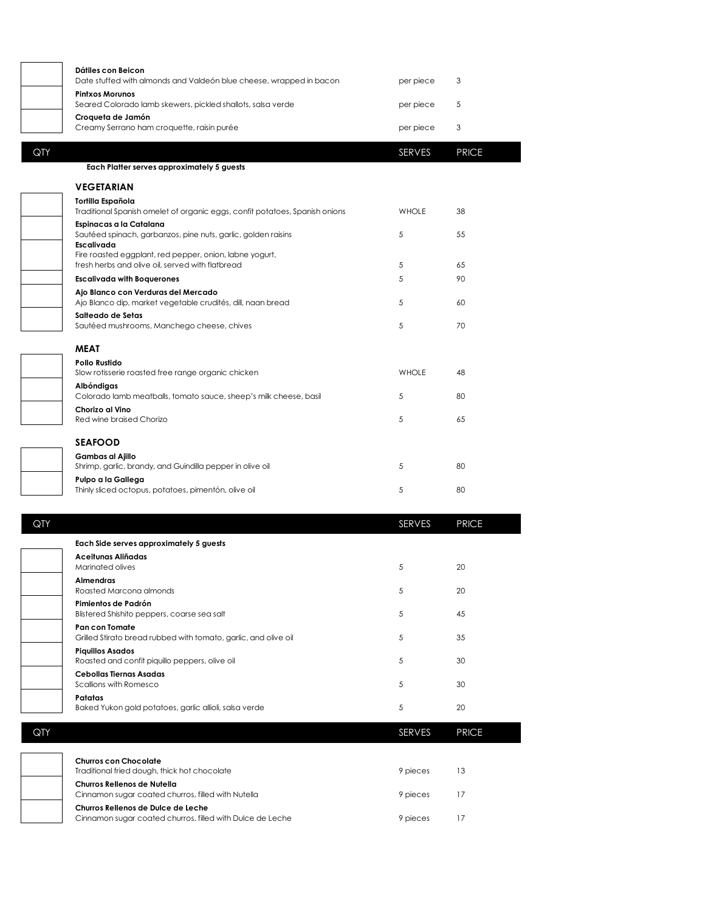| QTY | | | |
|---|---|---|---|
| | **Dátiles con Beicon**<br>Date stuffed with almonds and Valdeón blue cheese, wrapped in bacon | per piece | 3 |
| | **Pintxos Morunos**<br>Seared Colorado lamb skewers, pickled shallots, salsa verde | per piece | 5 |
| | **Croqueta de Jamón**<br>Creamy Serrano ham croquette, raisin purée | per piece | 3 |

| QTY | | SERVES | PRICE |
|---|---|---|---|
| | **Each Platter serves approximately 5 guests** | | |
| | **VEGETARIAN** | | |
| | **Tortilla Española**<br>Traditional Spanish omelet of organic eggs, confit potatoes, Spanish onions | WHOLE | 38 |
| | **Espinacas a la Catalana**<br>Sautéed spinach, garbanzos, pine nuts, garlic, golden raisins | 5 | 55 |
| | **Escalivada**<br>Fire roasted eggplant, red pepper, onion, labne yogurt, fresh herbs and olive oil, served with flatbread | 5 | 65 |
| | **Escalivada with Boquerones** | 5 | 90 |
| | **Ajo Blanco con Verduras del Mercado**<br>Ajo Blanco dip, market vegetable crudités, dill, naan bread | 5 | 60 |
| | **Salteado de Setas**<br>Sautéed mushrooms, Manchego cheese, chives | 5 | 70 |
| | **MEAT** | | |
| | **Pollo Rustido**<br>Slow rotisserie roasted free range organic chicken | WHOLE | 48 |
| | **Albóndigas**<br>Colorado lamb meatballs, tomato sauce, sheep's milk cheese, basil | 5 | 80 |
| | **Chorizo al Vino**<br>Red wine braised Chorizo | 5 | 65 |
| | **SEAFOOD** | | |
| | **Gambas al Ajillo**<br>Shrimp, garlic, brandy, and Guindilla pepper in olive oil | 5 | 80 |
| | **Pulpo a la Gallega**<br>Thinly sliced octopus, potatoes, pimentón, olive oil | 5 | 80 |

| QTY | | SERVES | PRICE |
|---|---|---|---|
| | **Each Side serves approximately 5 guests** | | |
| | **Aceitunas Aliñadas**<br>Marinated olives | 5 | 20 |
| | **Almendras**<br>Roasted Marcona almonds | 5 | 20 |
| | **Pimientos de Padrón**<br>Blistered Shishito peppers, coarse sea salt | 5 | 45 |
| | **Pan con Tomate**<br>Grilled Stirato bread rubbed with tomato, garlic, and olive oil | 5 | 35 |
| | **Piquillos Asados**<br>Roasted and confit piquillo peppers, olive oil | 5 | 30 |
| | **Cebollas Tiernas Asadas**<br>Scallions with Romesco | 5 | 30 |
| | **Patatas**<br>Baked Yukon gold potatoes, garlic allioli, salsa verde | 5 | 20 |

| QTY | | SERVES | PRICE |
|---|---|---|---|
| | **Churros con Chocolate**<br>Traditional fried dough, thick hot chocolate | 9 pieces | 13 |
| | **Churros Rellenos de Nutella**<br>Cinnamon sugar coated churros, filled with Nutella | 9 pieces | 17 |
| | **Churros Rellenos de Dulce de Leche**<br>Cinnamon sugar coated churros, filled with Dulce de Leche | 9 pieces | 17 |